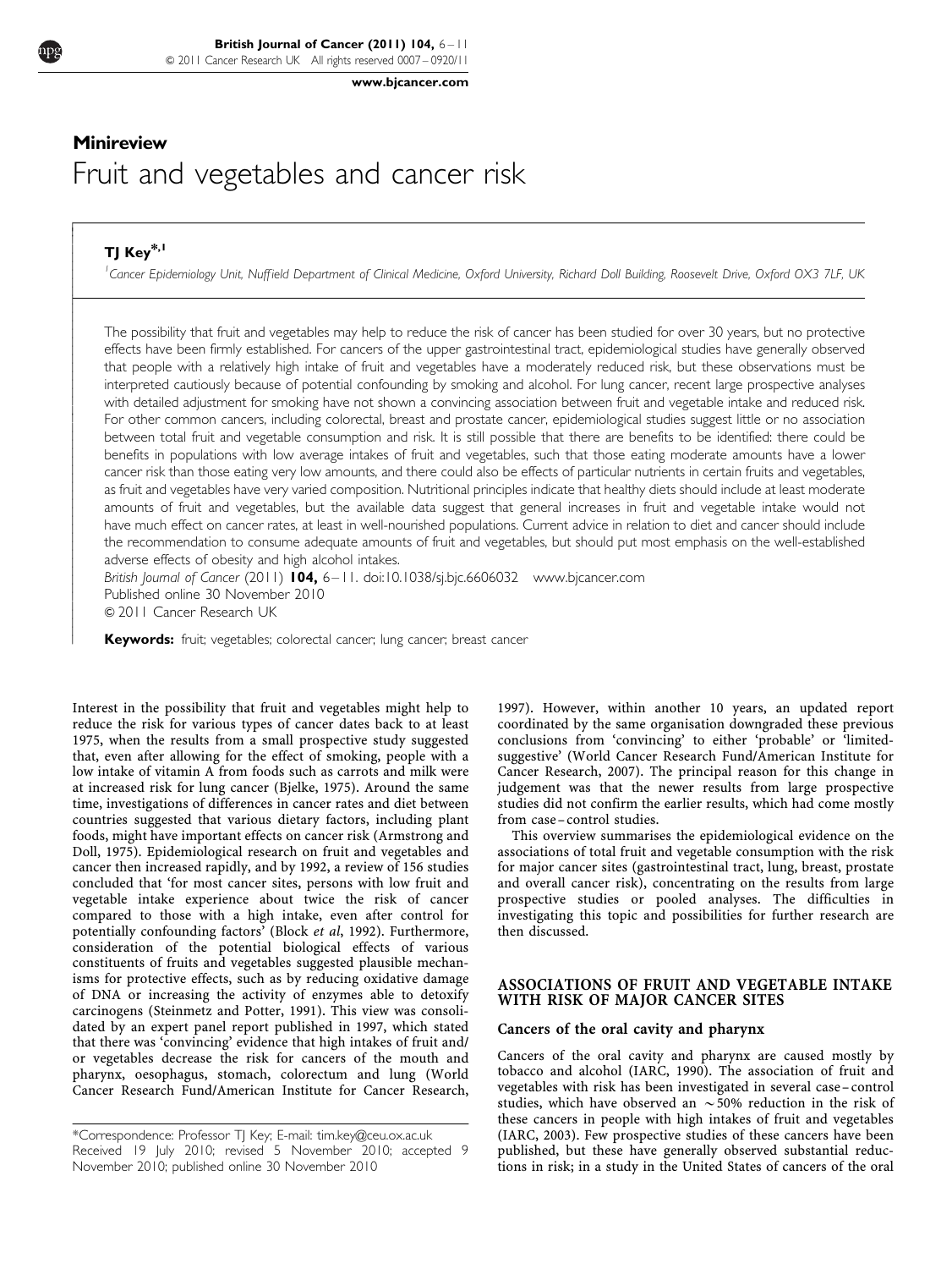## Minireview

# Fruit and vegetables and cancer risk

**TJ Key*,[1]**

[1]*Cancer Epidemiology Unit, Nuffield Department of Clinical Medicine, Oxford University, Richard Doll Building, Roosevelt Drive, Oxford OX3 7LF, UK*

The possibility that fruit and vegetables may help to reduce the risk of cancer has been studied for over 30 years, but no protective effects have been firmly established. For cancers of the upper gastrointestinal tract, epidemiological studies have generally observed that people with a relatively high intake of fruit and vegetables have a moderately reduced risk, but these observations must be interpreted cautiously because of potential confounding by smoking and alcohol. For lung cancer, recent large prospective analyses with detailed adjustment for smoking have not shown a convincing association between fruit and vegetable intake and reduced risk. For other common cancers, including colorectal, breast and prostate cancer, epidemiological studies suggest little or no association between total fruit and vegetable consumption and risk. It is still possible that there are benefits to be identified: there could be benefits in populations with low average intakes of fruit and vegetables, such that those eating moderate amounts have a lower cancer risk than those eating very low amounts, and there could also be effects of particular nutrients in certain fruits and vegetables, as fruit and vegetables have very varied composition. Nutritional principles indicate that healthy diets should include at least moderate amounts of fruit and vegetables, but the available data suggest that general increases in fruit and vegetable intake would not have much effect on cancer rates, at least in well-nourished populations. Current advice in relation to diet and cancer should include the recommendation to consume adequate amounts of fruit and vegetables, but should put most emphasis on the well-established adverse effects of obesity and high alcohol intakes.

*British Journal of Cancer* (2011) **104,** 6–11. doi:10.1038/sj.bjc.6606032 www.bjcancer.com
Published online 30 November 2010
© 2011 Cancer Research UK

**Keywords:** fruit; vegetables; colorectal cancer; lung cancer; breast cancer

Interest in the possibility that fruit and vegetables might help to reduce the risk for various types of cancer dates back to at least 1975, when the results from a small prospective study suggested that, even after allowing for the effect of smoking, people with a low intake of vitamin A from foods such as carrots and milk were at increased risk for lung cancer (Bjelke, 1975). Around the same time, investigations of differences in cancer rates and diet between countries suggested that various dietary factors, including plant foods, might have important effects on cancer risk (Armstrong and Doll, 1975). Epidemiological research on fruit and vegetables and cancer then increased rapidly, and by 1992, a review of 156 studies concluded that 'for most cancer sites, persons with low fruit and vegetable intake experience about twice the risk of cancer compared to those with a high intake, even after control for potentially confounding factors' (Block *et al*, 1992). Furthermore, consideration of the potential biological effects of various constituents of fruits and vegetables suggested plausible mechanisms for protective effects, such as by reducing oxidative damage of DNA or increasing the activity of enzymes able to detoxify carcinogens (Steinmetz and Potter, 1991). This view was consolidated by an expert panel report published in 1997, which stated that there was 'convincing' evidence that high intakes of fruit and/or vegetables decrease the risk for cancers of the mouth and pharynx, oesophagus, stomach, colorectum and lung (World Cancer Research Fund/American Institute for Cancer Research, 1997). However, within another 10 years, an updated report coordinated by the same organisation downgraded these previous conclusions from 'convincing' to either 'probable' or 'limited-suggestive' (World Cancer Research Fund/American Institute for Cancer Research, 2007). The principal reason for this change in judgement was that the newer results from large prospective studies did not confirm the earlier results, which had come mostly from case–control studies.

This overview summarises the epidemiological evidence on the associations of total fruit and vegetable consumption with the risk for major cancer sites (gastrointestinal tract, lung, breast, prostate and overall cancer risk), concentrating on the results from large prospective studies or pooled analyses. The difficulties in investigating this topic and possibilities for further research are then discussed.

## ASSOCIATIONS OF FRUIT AND VEGETABLE INTAKE WITH RISK OF MAJOR CANCER SITES

### Cancers of the oral cavity and pharynx

Cancers of the oral cavity and pharynx are caused mostly by tobacco and alcohol (IARC, 1990). The association of fruit and vegetables with risk has been investigated in several case–control studies, which have observed an $\sim$50% reduction in the risk of these cancers in people with high intakes of fruit and vegetables (IARC, 2003). Few prospective studies of these cancers have been published, but these have generally observed substantial reductions in risk; in a study in the United States of cancers of the oral

*Correspondence: Professor TJ Key; E-mail: tim.key@ceu.ox.ac.uk
Received 19 July 2010; revised 5 November 2010; accepted 9 November 2010; published online 30 November 2010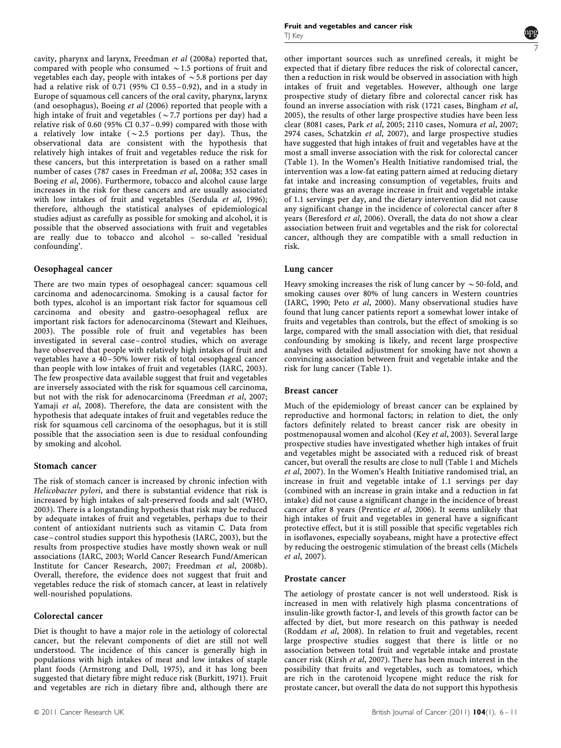cavity, pharynx and larynx, Freedman *et al* (2008a) reported that, compared with people who consumed ~1.5 portions of fruit and vegetables each day, people with intakes of ~5.8 portions per day had a relative risk of 0.71 (95% CI 0.55–0.92), and in a study in Europe of squamous cell cancers of the oral cavity, pharynx, larynx (and oesophagus), Boeing *et al* (2006) reported that people with a high intake of fruit and vegetables (~7.7 portions per day) had a relative risk of 0.60 (95% CI 0.37–0.99) compared with those with a relatively low intake (~2.5 portions per day). Thus, the observational data are consistent with the hypothesis that relatively high intakes of fruit and vegetables reduce the risk for these cancers, but this interpretation is based on a rather small number of cases (787 cases in Freedman *et al*, 2008a; 352 cases in Boeing *et al*, 2006). Furthermore, tobacco and alcohol cause large increases in the risk for these cancers and are usually associated with low intakes of fruit and vegetables (Serdula *et al*, 1996); therefore, although the statistical analyses of epidemiological studies adjust as carefully as possible for smoking and alcohol, it is possible that the observed associations with fruit and vegetables are really due to tobacco and alcohol – so-called 'residual confounding'.

## Oesophageal cancer

There are two main types of oesophageal cancer: squamous cell carcinoma and adenocarcinoma. Smoking is a causal factor for both types, alcohol is an important risk factor for squamous cell carcinoma and obesity and gastro-oesophageal reflux are important risk factors for adenocarcinoma (Stewart and Kleihues, 2003). The possible role of fruit and vegetables has been investigated in several case–control studies, which on average have observed that people with relatively high intakes of fruit and vegetables have a 40–50% lower risk of total oesophageal cancer than people with low intakes of fruit and vegetables (IARC, 2003). The few prospective data available suggest that fruit and vegetables are inversely associated with the risk for squamous cell carcinoma, but not with the risk for adenocarcinoma (Freedman *et al*, 2007; Yamaji *et al*, 2008). Therefore, the data are consistent with the hypothesis that adequate intakes of fruit and vegetables reduce the risk for squamous cell carcinoma of the oesophagus, but it is still possible that the association seen is due to residual confounding by smoking and alcohol.

## Stomach cancer

The risk of stomach cancer is increased by chronic infection with *Helicobacter pylori*, and there is substantial evidence that risk is increased by high intakes of salt-preserved foods and salt (WHO, 2003). There is a longstanding hypothesis that risk may be reduced by adequate intakes of fruit and vegetables, perhaps due to their content of antioxidant nutrients such as vitamin C. Data from case–control studies support this hypothesis (IARC, 2003), but the results from prospective studies have mostly shown weak or null associations (IARC, 2003; World Cancer Research Fund/American Institute for Cancer Research, 2007; Freedman *et al*, 2008b). Overall, therefore, the evidence does not suggest that fruit and vegetables reduce the risk of stomach cancer, at least in relatively well-nourished populations.

## Colorectal cancer

Diet is thought to have a major role in the aetiology of colorectal cancer, but the relevant components of diet are still not well understood. The incidence of this cancer is generally high in populations with high intakes of meat and low intakes of staple plant foods (Armstrong and Doll, 1975), and it has long been suggested that dietary fibre might reduce risk (Burkitt, 1971). Fruit and vegetables are rich in dietary fibre and, although there are other important sources such as unrefined cereals, it might be expected that if dietary fibre reduces the risk of colorectal cancer, then a reduction in risk would be observed in association with high intakes of fruit and vegetables. However, although one large prospective study of dietary fibre and colorectal cancer risk has found an inverse association with risk (1721 cases, Bingham *et al*, 2005), the results of other large prospective studies have been less clear (8081 cases, Park *et al*, 2005; 2110 cases, Nomura *et al*, 2007; 2974 cases, Schatzkin *et al*, 2007), and large prospective studies have suggested that high intakes of fruit and vegetables have at the most a small inverse association with the risk for colorectal cancer (Table 1). In the Women's Health Initiative randomised trial, the intervention was a low-fat eating pattern aimed at reducing dietary fat intake and increasing consumption of vegetables, fruits and grains; there was an average increase in fruit and vegetable intake of 1.1 servings per day, and the dietary intervention did not cause any significant change in the incidence of colorectal cancer after 8 years (Beresford *et al*, 2006). Overall, the data do not show a clear association between fruit and vegetables and the risk for colorectal cancer, although they are compatible with a small reduction in risk.

## Lung cancer

Heavy smoking increases the risk of lung cancer by ~50-fold, and smoking causes over 80% of lung cancers in Western countries (IARC, 1990; Peto *et al*, 2000). Many observational studies have found that lung cancer patients report a somewhat lower intake of fruits and vegetables than controls, but the effect of smoking is so large, compared with the small association with diet, that residual confounding by smoking is likely, and recent large prospective analyses with detailed adjustment for smoking have not shown a convincing association between fruit and vegetable intake and the risk for lung cancer (Table 1).

## Breast cancer

Much of the epidemiology of breast cancer can be explained by reproductive and hormonal factors; in relation to diet, the only factors definitely related to breast cancer risk are obesity in postmenopausal women and alcohol (Key *et al*, 2003). Several large prospective studies have investigated whether high intakes of fruit and vegetables might be associated with a reduced risk of breast cancer, but overall the results are close to null (Table 1 and Michels *et al*, 2007). In the Women's Health Initiative randomised trial, an increase in fruit and vegetable intake of 1.1 servings per day (combined with an increase in grain intake and a reduction in fat intake) did not cause a significant change in the incidence of breast cancer after 8 years (Prentice *et al*, 2006). It seems unlikely that high intakes of fruit and vegetables in general have a significant protective effect, but it is still possible that specific vegetables rich in isoflavones, especially soyabeans, might have a protective effect by reducing the oestrogenic stimulation of the breast cells (Michels *et al*, 2007).

## Prostate cancer

The aetiology of prostate cancer is not well understood. Risk is increased in men with relatively high plasma concentrations of insulin-like growth factor-I, and levels of this growth factor can be affected by diet, but more research on this pathway is needed (Roddam *et al*, 2008). In relation to fruit and vegetables, recent large prospective studies suggest that there is little or no association between total fruit and vegetable intake and prostate cancer risk (Kirsh *et al*, 2007). There has been much interest in the possibility that fruits and vegetables, such as tomatoes, which are rich in the carotenoid lycopene might reduce the risk for prostate cancer, but overall the data do not support this hypothesis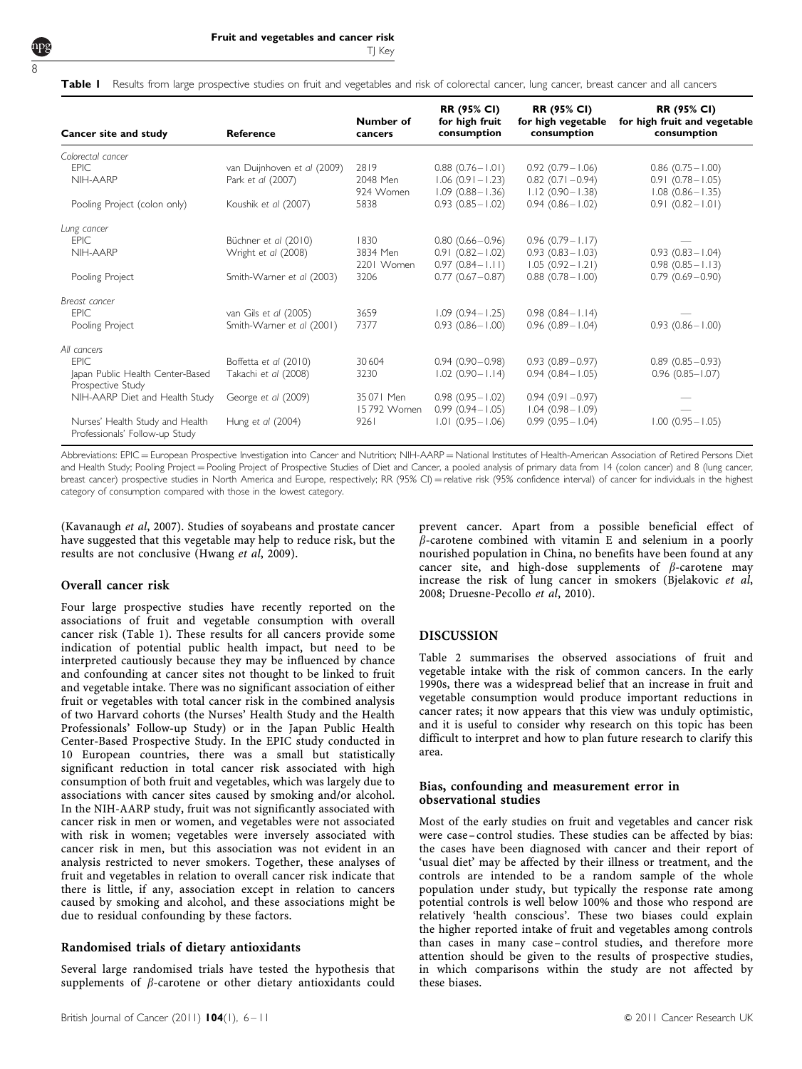**Table 1** Results from large prospective studies on fruit and vegetables and risk of colorectal cancer, lung cancer, breast cancer and all cancers

| Cancer site and study | Reference | Number of cancers | RR (95% CI) for high fruit consumption | RR (95% CI) for high vegetable consumption | RR (95% CI) for high fruit and vegetable consumption |
|---|---|---|---|---|---|
| *Colorectal cancer* | | | | | |
| EPIC | van Duijnhoven *et al* (2009) | 2819 | 0.88 (0.76–1.01) | 0.92 (0.79–1.06) | 0.86 (0.75–1.00) |
| NIH-AARP | Park *et al* (2007) | 2048 Men | 1.06 (0.91–1.23) | 0.82 (0.71–0.94) | 0.91 (0.78–1.05) |
| | | 924 Women | 1.09 (0.88–1.36) | 1.12 (0.90–1.38) | 1.08 (0.86–1.35) |
| Pooling Project (colon only) | Koushik *et al* (2007) | 5838 | 0.93 (0.85–1.02) | 0.94 (0.86–1.02) | 0.91 (0.82–1.01) |
| *Lung cancer* | | | | | |
| EPIC | Büchner *et al* (2010) | 1830 | 0.80 (0.66–0.96) | 0.96 (0.79–1.17) | — |
| NIH-AARP | Wright *et al* (2008) | 3834 Men | 0.91 (0.82–1.02) | 0.93 (0.83–1.03) | 0.93 (0.83–1.04) |
| | | 2201 Women | 0.97 (0.84–1.11) | 1.05 (0.92–1.21) | 0.98 (0.85–1.13) |
| Pooling Project | Smith-Warner *et al* (2003) | 3206 | 0.77 (0.67–0.87) | 0.88 (0.78–1.00) | 0.79 (0.69–0.90) |
| *Breast cancer* | | | | | |
| EPIC | van Gils *et al* (2005) | 3659 | 1.09 (0.94–1.25) | 0.98 (0.84–1.14) | — |
| Pooling Project | Smith-Warner *et al* (2001) | 7377 | 0.93 (0.86–1.00) | 0.96 (0.89–1.04) | 0.93 (0.86–1.00) |
| *All cancers* | | | | | |
| EPIC | Boffetta *et al* (2010) | 30 604 | 0.94 (0.90–0.98) | 0.93 (0.89–0.97) | 0.89 (0.85–0.93) |
| Japan Public Health Center-Based Prospective Study | Takachi *et al* (2008) | 3230 | 1.02 (0.90–1.14) | 0.94 (0.84–1.05) | 0.96 (0.85–1.07) |
| NIH-AARP Diet and Health Study | George *et al* (2009) | 35 071 Men | 0.98 (0.95–1.02) | 0.94 (0.91–0.97) | — |
| | | 15 792 Women | 0.99 (0.94–1.05) | 1.04 (0.98–1.09) | — |
| Nurses' Health Study and Health Professionals' Follow-up Study | Hung *et al* (2004) | 9261 | 1.01 (0.95–1.06) | 0.99 (0.95–1.04) | 1.00 (0.95–1.05) |

Abbreviations: EPIC = European Prospective Investigation into Cancer and Nutrition; NIH-AARP = National Institutes of Health-American Association of Retired Persons Diet and Health Study; Pooling Project = Pooling Project of Prospective Studies of Diet and Cancer, a pooled analysis of primary data from 14 (colon cancer) and 8 (lung cancer, breast cancer) prospective studies in North America and Europe, respectively; RR (95% CI) = relative risk (95% confidence interval) of cancer for individuals in the highest category of consumption compared with those in the lowest category.

(Kavanaugh *et al*, 2007). Studies of soyabeans and prostate cancer have suggested that this vegetable may help to reduce risk, but the results are not conclusive (Hwang *et al*, 2009).

### Overall cancer risk

Four large prospective studies have recently reported on the associations of fruit and vegetable consumption with overall cancer risk (Table 1). These results for all cancers provide some indication of potential public health impact, but need to be interpreted cautiously because they may be influenced by chance and confounding at cancer sites not thought to be linked to fruit and vegetable intake. There was no significant association of either fruit or vegetables with total cancer risk in the combined analysis of two Harvard cohorts (the Nurses' Health Study and the Health Professionals' Follow-up Study) or in the Japan Public Health Center-Based Prospective Study. In the EPIC study conducted in 10 European countries, there was a small but statistically significant reduction in total cancer risk associated with high consumption of both fruit and vegetables, which was largely due to associations with cancer sites caused by smoking and/or alcohol. In the NIH-AARP study, fruit was not significantly associated with cancer risk in men or women, and vegetables were not associated with risk in women; vegetables were inversely associated with cancer risk in men, but this association was not evident in an analysis restricted to never smokers. Together, these analyses of fruit and vegetables in relation to overall cancer risk indicate that there is little, if any, association except in relation to cancers caused by smoking and alcohol, and these associations might be due to residual confounding by these factors.

### Randomised trials of dietary antioxidants

Several large randomised trials have tested the hypothesis that supplements of $\beta$-carotene or other dietary antioxidants could prevent cancer. Apart from a possible beneficial effect of $\beta$-carotene combined with vitamin E and selenium in a poorly nourished population in China, no benefits have been found at any cancer site, and high-dose supplements of $\beta$-carotene may increase the risk of lung cancer in smokers (Bjelakovic *et al*, 2008; Druesne-Pecollo *et al*, 2010).

## DISCUSSION

Table 2 summarises the observed associations of fruit and vegetable intake with the risk of common cancers. In the early 1990s, there was a widespread belief that an increase in fruit and vegetable consumption would produce important reductions in cancer rates; it now appears that this view was unduly optimistic, and it is useful to consider why research on this topic has been difficult to interpret and how to plan future research to clarify this area.

### Bias, confounding and measurement error in observational studies

Most of the early studies on fruit and vegetables and cancer risk were case–control studies. These studies can be affected by bias: the cases have been diagnosed with cancer and their report of 'usual diet' may be affected by their illness or treatment, and the controls are intended to be a random sample of the whole population under study, but typically the response rate among potential controls is well below 100% and those who respond are relatively 'health conscious'. These two biases could explain the higher reported intake of fruit and vegetables among controls than cases in many case–control studies, and therefore more attention should be given to the results of prospective studies, in which comparisons within the study are not affected by these biases.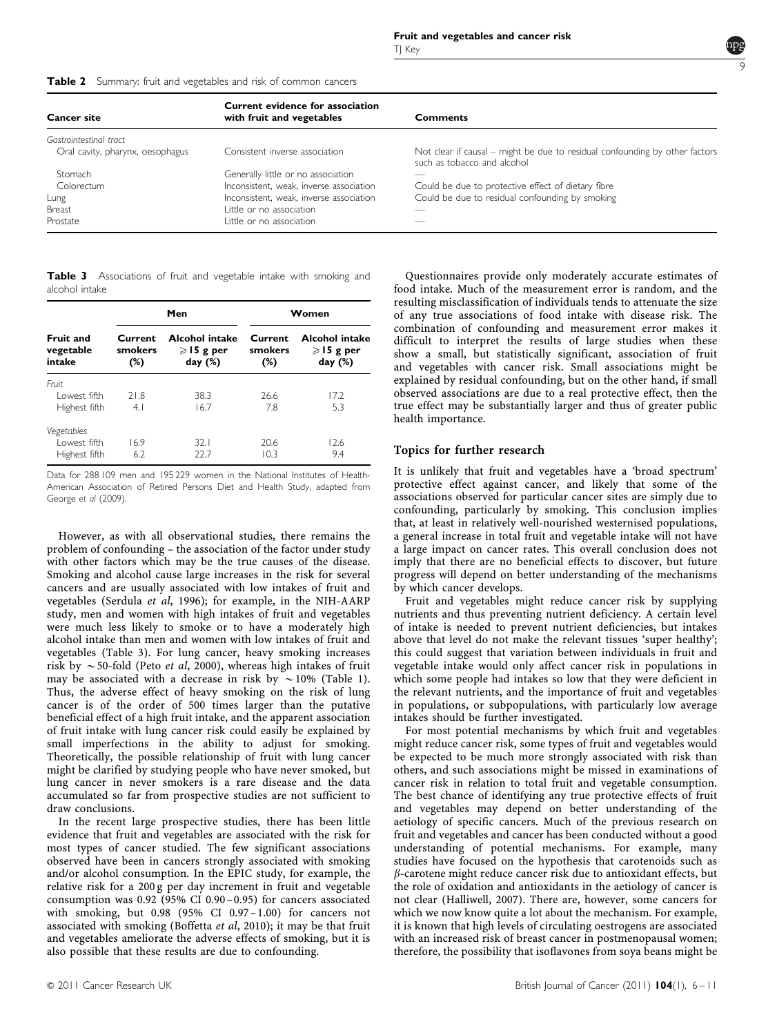**Table 2** Summary: fruit and vegetables and risk of common cancers

| Cancer site | Current evidence for association with fruit and vegetables | Comments |
|---|---|---|
| *Gastrointestinal tract* | | |
| Oral cavity, pharynx, oesophagus | Consistent inverse association | Not clear if causal – might be due to residual confounding by other factors such as tobacco and alcohol |
| Stomach | Generally little or no association | — |
| Colorectum | Inconsistent, weak, inverse association | Could be due to protective effect of dietary fibre |
| Lung | Inconsistent, weak, inverse association | Could be due to residual confounding by smoking |
| Breast | Little or no association | — |
| Prostate | Little or no association | — |

**Table 3** Associations of fruit and vegetable intake with smoking and alcohol intake

| | Men | | Women | |
|---|---|---|---|---|
| Fruit and vegetable intake | Current smokers (%) | Alcohol intake ⩾15 g per day (%) | Current smokers (%) | Alcohol intake ⩾15 g per day (%) |
| *Fruit* | | | | |
| Lowest fifth | 21.8 | 38.3 | 26.6 | 17.2 |
| Highest fifth | 4.1 | 16.7 | 7.8 | 5.3 |
| *Vegetables* | | | | |
| Lowest fifth | 16.9 | 32.1 | 20.6 | 12.6 |
| Highest fifth | 6.2 | 22.7 | 10.3 | 9.4 |

Data for 288 109 men and 195 229 women in the National Institutes of Health-American Association of Retired Persons Diet and Health Study, adapted from George *et al* (2009).

However, as with all observational studies, there remains the problem of confounding – the association of the factor under study with other factors which may be the true causes of the disease. Smoking and alcohol cause large increases in the risk for several cancers and are usually associated with low intakes of fruit and vegetables (Serdula *et al*, 1996); for example, in the NIH-AARP study, men and women with high intakes of fruit and vegetables were much less likely to smoke or to have a moderately high alcohol intake than men and women with low intakes of fruit and vegetables (Table 3). For lung cancer, heavy smoking increases risk by ~50-fold (Peto *et al*, 2000), whereas high intakes of fruit may be associated with a decrease in risk by ~10% (Table 1). Thus, the adverse effect of heavy smoking on the risk of lung cancer is of the order of 500 times larger than the putative beneficial effect of a high fruit intake, and the apparent association of fruit intake with lung cancer risk could easily be explained by small imperfections in the ability to adjust for smoking. Theoretically, the possible relationship of fruit with lung cancer might be clarified by studying people who have never smoked, but lung cancer in never smokers is a rare disease and the data accumulated so far from prospective studies are not sufficient to draw conclusions.

In the recent large prospective studies, there has been little evidence that fruit and vegetables are associated with the risk for most types of cancer studied. The few significant associations observed have been in cancers strongly associated with smoking and/or alcohol consumption. In the EPIC study, for example, the relative risk for a 200 g per day increment in fruit and vegetable consumption was 0.92 (95% CI 0.90–0.95) for cancers associated with smoking, but 0.98 (95% CI 0.97–1.00) for cancers not associated with smoking (Boffetta *et al*, 2010); it may be that fruit and vegetables ameliorate the adverse effects of smoking, but it is also possible that these results are due to confounding.

Questionnaires provide only moderately accurate estimates of food intake. Much of the measurement error is random, and the resulting misclassification of individuals tends to attenuate the size of any true associations of food intake with disease risk. The combination of confounding and measurement error makes it difficult to interpret the results of large studies when these show a small, but statistically significant, association of fruit and vegetables with cancer risk. Small associations might be explained by residual confounding, but on the other hand, if small observed associations are due to a real protective effect, then the true effect may be substantially larger and thus of greater public health importance.

## Topics for further research

It is unlikely that fruit and vegetables have a 'broad spectrum' protective effect against cancer, and likely that some of the associations observed for particular cancer sites are simply due to confounding, particularly by smoking. This conclusion implies that, at least in relatively well-nourished westernised populations, a general increase in total fruit and vegetable intake will not have a large impact on cancer rates. This overall conclusion does not imply that there are no beneficial effects to discover, but future progress will depend on better understanding of the mechanisms by which cancer develops.

Fruit and vegetables might reduce cancer risk by supplying nutrients and thus preventing nutrient deficiency. A certain level of intake is needed to prevent nutrient deficiencies, but intakes above that level do not make the relevant tissues 'super healthy'; this could suggest that variation between individuals in fruit and vegetable intake would only affect cancer risk in populations in which some people had intakes so low that they were deficient in the relevant nutrients, and the importance of fruit and vegetables in populations, or subpopulations, with particularly low average intakes should be further investigated.

For most potential mechanisms by which fruit and vegetables might reduce cancer risk, some types of fruit and vegetables would be expected to be much more strongly associated with risk than others, and such associations might be missed in examinations of cancer risk in relation to total fruit and vegetable consumption. The best chance of identifying any true protective effects of fruit and vegetables may depend on better understanding of the aetiology of specific cancers. Much of the previous research on fruit and vegetables and cancer has been conducted without a good understanding of potential mechanisms. For example, many studies have focused on the hypothesis that carotenoids such as $\beta$-carotene might reduce cancer risk due to antioxidant effects, but the role of oxidation and antioxidants in the aetiology of cancer is not clear (Halliwell, 2007). There are, however, some cancers for which we now know quite a lot about the mechanism. For example, it is known that high levels of circulating oestrogens are associated with an increased risk of breast cancer in postmenopausal women; therefore, the possibility that isoflavones from soya beans might be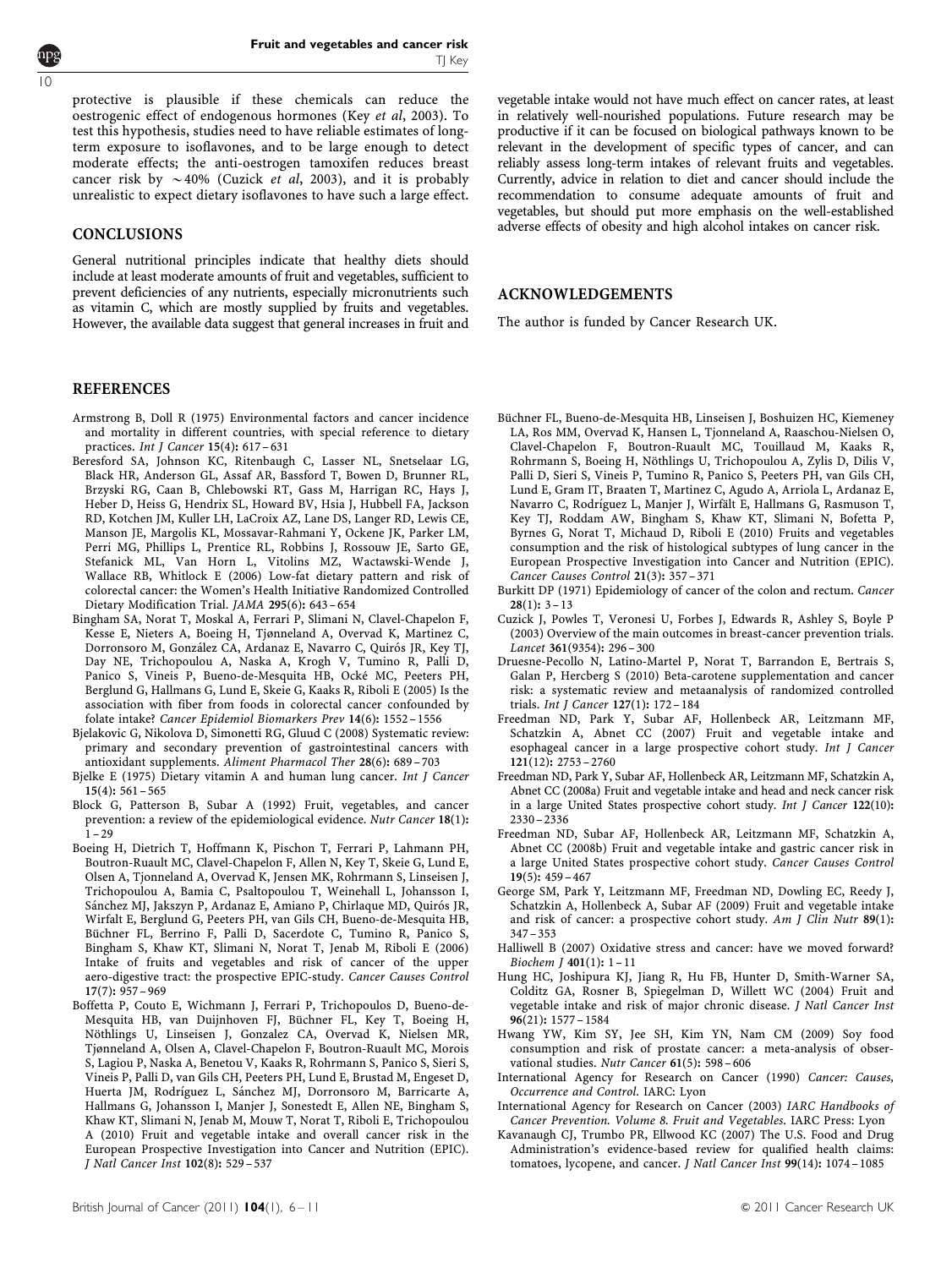protective is plausible if these chemicals can reduce the oestrogenic effect of endogenous hormones (Key *et al*, 2003). To test this hypothesis, studies need to have reliable estimates of long-term exposure to isoflavones, and to be large enough to detect moderate effects; the anti-oestrogen tamoxifen reduces breast cancer risk by ~40% (Cuzick *et al*, 2003), and it is probably unrealistic to expect dietary isoflavones to have such a large effect.

## CONCLUSIONS

General nutritional principles indicate that healthy diets should include at least moderate amounts of fruit and vegetables, sufficient to prevent deficiencies of any nutrients, especially micronutrients such as vitamin C, which are mostly supplied by fruits and vegetables. However, the available data suggest that general increases in fruit and vegetable intake would not have much effect on cancer rates, at least in relatively well-nourished populations. Future research may be productive if it can be focused on biological pathways known to be relevant in the development of specific types of cancer, and can reliably assess long-term intakes of relevant fruits and vegetables. Currently, advice in relation to diet and cancer should include the recommendation to consume adequate amounts of fruit and vegetables, but should put more emphasis on the well-established adverse effects of obesity and high alcohol intakes on cancer risk.

## ACKNOWLEDGEMENTS

The author is funded by Cancer Research UK.

## REFERENCES

Armstrong B, Doll R (1975) Environmental factors and cancer incidence and mortality in different countries, with special reference to dietary practices. *Int J Cancer* **15**(4): 617–631

Beresford SA, Johnson KC, Ritenbaugh C, Lasser NL, Snetselaar LG, Black HR, Anderson GL, Assaf AR, Bassford T, Bowen D, Brunner RL, Brzyski RG, Caan B, Chlebowski RT, Gass M, Harrigan RC, Hays J, Heber D, Heiss G, Hendrix SL, Howard BV, Hsia J, Hubbell FA, Jackson RD, Kotchen JM, Kuller LH, LaCroix AZ, Lane DS, Langer RD, Lewis CE, Manson JE, Margolis KL, Mossavar-Rahmani Y, Ockene JK, Parker LM, Perri MG, Phillips L, Prentice RL, Robbins J, Rossouw JE, Sarto GE, Stefanick ML, Van Horn L, Vitolins MZ, Wactawski-Wende J, Wallace RB, Whitlock E (2006) Low-fat dietary pattern and risk of colorectal cancer: the Women's Health Initiative Randomized Controlled Dietary Modification Trial. *JAMA* **295**(6): 643–654

Bingham SA, Norat T, Moskal A, Ferrari P, Slimani N, Clavel-Chapelon F, Kesse E, Nieters A, Boeing H, Tjønneland A, Overvad K, Martinez C, Dorronsoro M, González CA, Ardanaz E, Navarro C, Quirós JR, Key TJ, Day NE, Trichopoulou A, Naska A, Krogh V, Tumino R, Palli D, Panico S, Vineis P, Bueno-de-Mesquita HB, Ocké MC, Peeters PH, Berglund G, Hallmans G, Lund E, Skeie G, Kaaks R, Riboli E (2005) Is the association with fiber from foods in colorectal cancer confounded by folate intake? *Cancer Epidemiol Biomarkers Prev* **14**(6): 1552–1556

Bjelakovic G, Nikolova D, Simonetti RG, Gluud C (2008) Systematic review: primary and secondary prevention of gastrointestinal cancers with antioxidant supplements. *Aliment Pharmacol Ther* **28**(6): 689–703

Bjelke E (1975) Dietary vitamin A and human lung cancer. *Int J Cancer* **15**(4): 561–565

Block G, Patterson B, Subar A (1992) Fruit, vegetables, and cancer prevention: a review of the epidemiological evidence. *Nutr Cancer* **18**(1): 1–29

Boeing H, Dietrich T, Hoffmann K, Pischon T, Ferrari P, Lahmann PH, Boutron-Ruault MC, Clavel-Chapelon F, Allen N, Key T, Skeie G, Lund E, Olsen A, Tjonneland A, Overvad K, Jensen MK, Rohrmann S, Linseisen J, Trichopoulou A, Bamia C, Psaltopoulou T, Weinehall L, Johansson I, Sánchez MJ, Jakszyn P, Ardanaz E, Amiano P, Chirlaque MD, Quirós JR, Wirfalt E, Berglund G, Peeters PH, van Gils CH, Bueno-de-Mesquita HB, Büchner FL, Berrino F, Palli D, Sacerdote C, Tumino R, Panico S, Bingham S, Khaw KT, Slimani N, Norat T, Jenab M, Riboli E (2006) Intake of fruits and vegetables and risk of cancer of the upper aero-digestive tract: the prospective EPIC-study. *Cancer Causes Control* **17**(7): 957–969

Boffetta P, Couto E, Wichmann J, Ferrari P, Trichopoulos D, Bueno-de-Mesquita HB, van Duijnhoven FJ, Büchner FL, Key T, Boeing H, Nöthlings U, Linseisen J, Gonzalez CA, Overvad K, Nielsen MR, Tjønneland A, Olsen A, Clavel-Chapelon F, Boutron-Ruault MC, Morois S, Lagiou P, Naska A, Benetou V, Kaaks R, Rohrmann S, Panico S, Sieri S, Vineis P, Palli D, van Gils CH, Peeters PH, Lund E, Brustad M, Engeset D, Huerta JM, Rodríguez L, Sánchez MJ, Dorronsoro M, Barricarte A, Hallmans G, Johansson I, Manjer J, Sonestedt E, Allen NE, Bingham S, Khaw KT, Slimani N, Jenab M, Mouw T, Norat T, Riboli E, Trichopoulou A (2010) Fruit and vegetable intake and overall cancer risk in the European Prospective Investigation into Cancer and Nutrition (EPIC). *J Natl Cancer Inst* **102**(8): 529–537

Büchner FL, Bueno-de-Mesquita HB, Linseisen J, Boshuizen HC, Kiemeney LA, Ros MM, Overvad K, Hansen L, Tjonneland A, Raaschou-Nielsen O, Clavel-Chapelon F, Boutron-Ruault MC, Touillaud M, Kaaks R, Rohrmann S, Boeing H, Nöthlings U, Trichopoulou A, Zylis D, Dilis V, Palli D, Sieri S, Vineis P, Tumino R, Panico S, Peeters PH, van Gils CH, Lund E, Gram IT, Braaten T, Martinez C, Agudo A, Arriola L, Ardanaz E, Navarro C, Rodríguez L, Manjer J, Wirfält E, Hallmans G, Rasmuson T, Key TJ, Roddam AW, Bingham S, Khaw KT, Slimani N, Bofetta P, Byrnes G, Norat T, Michaud D, Riboli E (2010) Fruits and vegetables consumption and the risk of histological subtypes of lung cancer in the European Prospective Investigation into Cancer and Nutrition (EPIC). *Cancer Causes Control* **21**(3): 357–371

Burkitt DP (1971) Epidemiology of cancer of the colon and rectum. *Cancer* **28**(1): 3–13

Cuzick J, Powles T, Veronesi U, Forbes J, Edwards R, Ashley S, Boyle P (2003) Overview of the main outcomes in breast-cancer prevention trials. *Lancet* **361**(9354): 296–300

Druesne-Pecollo N, Latino-Martel P, Norat T, Barrandon E, Bertrais S, Galan P, Hercberg S (2010) Beta-carotene supplementation and cancer risk: a systematic review and metaanalysis of randomized controlled trials. *Int J Cancer* **127**(1): 172–184

Freedman ND, Park Y, Subar AF, Hollenbeck AR, Leitzmann MF, Schatzkin A, Abnet CC (2007) Fruit and vegetable intake and esophageal cancer in a large prospective cohort study. *Int J Cancer* **121**(12): 2753–2760

Freedman ND, Park Y, Subar AF, Hollenbeck AR, Leitzmann MF, Schatzkin A, Abnet CC (2008a) Fruit and vegetable intake and head and neck cancer risk in a large United States prospective cohort study. *Int J Cancer* **122**(10): 2330–2336

Freedman ND, Subar AF, Hollenbeck AR, Leitzmann MF, Schatzkin A, Abnet CC (2008b) Fruit and vegetable intake and gastric cancer risk in a large United States prospective cohort study. *Cancer Causes Control* **19**(5): 459–467

George SM, Park Y, Leitzmann MF, Freedman ND, Dowling EC, Reedy J, Schatzkin A, Hollenbeck A, Subar AF (2009) Fruit and vegetable intake and risk of cancer: a prospective cohort study. *Am J Clin Nutr* **89**(1): 347–353

Halliwell B (2007) Oxidative stress and cancer: have we moved forward? *Biochem J* **401**(1): 1–11

Hung HC, Joshipura KJ, Jiang R, Hu FB, Hunter D, Smith-Warner SA, Colditz GA, Rosner B, Spiegelman D, Willett WC (2004) Fruit and vegetable intake and risk of major chronic disease. *J Natl Cancer Inst* **96**(21): 1577–1584

Hwang YW, Kim SY, Jee SH, Kim YN, Nam CM (2009) Soy food consumption and risk of prostate cancer: a meta-analysis of observational studies. *Nutr Cancer* **61**(5): 598–606

International Agency for Research on Cancer (1990) *Cancer: Causes, Occurrence and Control*. IARC: Lyon

International Agency for Research on Cancer (2003) *IARC Handbooks of Cancer Prevention. Volume 8. Fruit and Vegetables*. IARC Press: Lyon

Kavanaugh CJ, Trumbo PR, Ellwood KC (2007) The U.S. Food and Drug Administration's evidence-based review for qualified health claims: tomatoes, lycopene, and cancer. *J Natl Cancer Inst* **99**(14): 1074–1085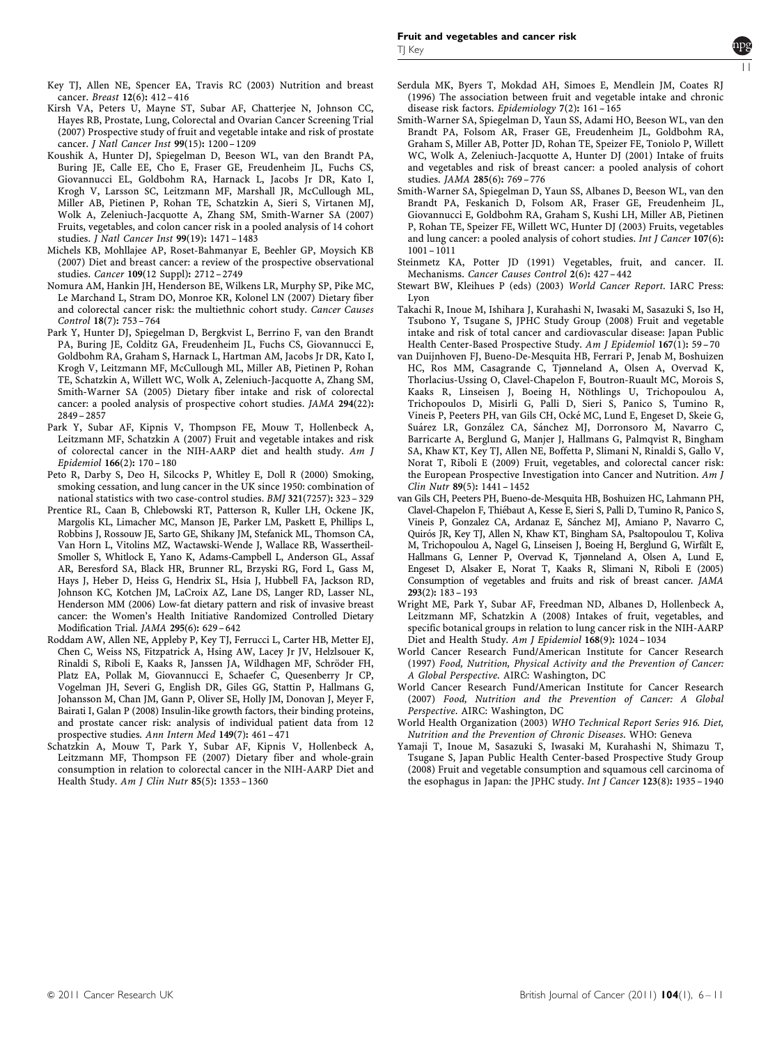Key TJ, Allen NE, Spencer EA, Travis RC (2003) Nutrition and breast cancer. *Breast* **12**(6): 412 – 416

Kirsh VA, Peters U, Mayne ST, Subar AF, Chatterjee N, Johnson CC, Hayes RB, Prostate, Lung, Colorectal and Ovarian Cancer Screening Trial (2007) Prospective study of fruit and vegetable intake and risk of prostate cancer. *J Natl Cancer Inst* **99**(15): 1200 – 1209

Koushik A, Hunter DJ, Spiegelman D, Beeson WL, van den Brandt PA, Buring JE, Calle EE, Cho E, Fraser GE, Freudenheim JL, Fuchs CS, Giovannucci EL, Goldbohm RA, Harnack L, Jacobs Jr DR, Kato I, Krogh V, Larsson SC, Leitzmann MF, Marshall JR, McCullough ML, Miller AB, Pietinen P, Rohan TE, Schatzkin A, Sieri S, Virtanen MJ, Wolk A, Zeleniuch-Jacquotte A, Zhang SM, Smith-Warner SA (2007) Fruits, vegetables, and colon cancer risk in a pooled analysis of 14 cohort studies. *J Natl Cancer Inst* **99**(19): 1471 – 1483

Michels KB, Mohllajee AP, Roset-Bahmanyar E, Beehler GP, Moysich KB (2007) Diet and breast cancer: a review of the prospective observational studies. *Cancer* **109**(12 Suppl): 2712 – 2749

Nomura AM, Hankin JH, Henderson BE, Wilkens LR, Murphy SP, Pike MC, Le Marchand L, Stram DO, Monroe KR, Kolonel LN (2007) Dietary fiber and colorectal cancer risk: the multiethnic cohort study. *Cancer Causes Control* **18**(7): 753 – 764

Park Y, Hunter DJ, Spiegelman D, Bergkvist L, Berrino F, van den Brandt PA, Buring JE, Colditz GA, Freudenheim JL, Fuchs CS, Giovannucci E, Goldbohm RA, Graham S, Harnack L, Hartman AM, Jacobs Jr DR, Kato I, Krogh V, Leitzmann MF, McCullough ML, Miller AB, Pietinen P, Rohan TE, Schatzkin A, Willett WC, Wolk A, Zeleniuch-Jacquotte A, Zhang SM, Smith-Warner SA (2005) Dietary fiber intake and risk of colorectal cancer: a pooled analysis of prospective cohort studies. *JAMA* **294**(22): 2849 – 2857

Park Y, Subar AF, Kipnis V, Thompson FE, Mouw T, Hollenbeck A, Leitzmann MF, Schatzkin A (2007) Fruit and vegetable intakes and risk of colorectal cancer in the NIH-AARP diet and health study. *Am J Epidemiol* **166**(2): 170 – 180

Peto R, Darby S, Deo H, Silcocks P, Whitley E, Doll R (2000) Smoking, smoking cessation, and lung cancer in the UK since 1950: combination of national statistics with two case-control studies. *BMJ* **321**(7257): 323 – 329

Prentice RL, Caan B, Chlebowski RT, Patterson R, Kuller LH, Ockene JK, Margolis KL, Limacher MC, Manson JE, Parker LM, Paskett E, Phillips L, Robbins J, Rossouw JE, Sarto GE, Shikany JM, Stefanick ML, Thomson CA, Van Horn L, Vitolins MZ, Wactawski-Wende J, Wallace RB, Wassertheil-Smoller S, Whitlock E, Yano K, Adams-Campbell L, Anderson GL, Assaf AR, Beresford SA, Black HR, Brunner RL, Brzyski RG, Ford L, Gass M, Hays J, Heber D, Heiss G, Hendrix SL, Hsia J, Hubbell FA, Jackson RD, Johnson KC, Kotchen JM, LaCroix AZ, Lane DS, Langer RD, Lasser NL, Henderson MM (2006) Low-fat dietary pattern and risk of invasive breast cancer: the Women's Health Initiative Randomized Controlled Dietary Modification Trial. *JAMA* **295**(6): 629 – 642

Roddam AW, Allen NE, Appleby P, Key TJ, Ferrucci L, Carter HB, Metter EJ, Chen C, Weiss NS, Fitzpatrick A, Hsing AW, Lacey Jr JV, Helzlsouer K, Rinaldi S, Riboli E, Kaaks R, Janssen JA, Wildhagen MF, Schröder FH, Platz EA, Pollak M, Giovannucci E, Schaefer C, Quesenberry Jr CP, Vogelman JH, Severi G, English DR, Giles GG, Stattin P, Hallmans G, Johansson M, Chan JM, Gann P, Oliver SE, Holly JM, Donovan J, Meyer F, Bairati I, Galan P (2008) Insulin-like growth factors, their binding proteins, and prostate cancer risk: analysis of individual patient data from 12 prospective studies. *Ann Intern Med* **149**(7): 461 – 471

Schatzkin A, Mouw T, Park Y, Subar AF, Kipnis V, Hollenbeck A, Leitzmann MF, Thompson FE (2007) Dietary fiber and whole-grain consumption in relation to colorectal cancer in the NIH-AARP Diet and Health Study. *Am J Clin Nutr* **85**(5): 1353 – 1360

Serdula MK, Byers T, Mokdad AH, Simoes E, Mendlein JM, Coates RJ (1996) The association between fruit and vegetable intake and chronic disease risk factors. *Epidemiology* **7**(2): 161 – 165

Smith-Warner SA, Spiegelman D, Yaun SS, Adami HO, Beeson WL, van den Brandt PA, Folsom AR, Fraser GE, Freudenheim JL, Goldbohm RA, Graham S, Miller AB, Potter JD, Rohan TE, Speizer FE, Toniolo P, Willett WC, Wolk A, Zeleniuch-Jacquotte A, Hunter DJ (2001) Intake of fruits and vegetables and risk of breast cancer: a pooled analysis of cohort studies. *JAMA* **285**(6): 769 – 776

Smith-Warner SA, Spiegelman D, Yaun SS, Albanes D, Beeson WL, van den Brandt PA, Feskanich D, Folsom AR, Fraser GE, Freudenheim JL, Giovannucci E, Goldbohm RA, Graham S, Kushi LH, Miller AB, Pietinen P, Rohan TE, Speizer FE, Willett WC, Hunter DJ (2003) Fruits, vegetables and lung cancer: a pooled analysis of cohort studies. *Int J Cancer* **107**(6): 1001 – 1011

Steinmetz KA, Potter JD (1991) Vegetables, fruit, and cancer. II. Mechanisms. *Cancer Causes Control* **2**(6): 427 – 442

Stewart BW, Kleihues P (eds) (2003) *World Cancer Report*. IARC Press: Lyon

Takachi R, Inoue M, Ishihara J, Kurahashi N, Iwasaki M, Sasazuki S, Iso H, Tsubono Y, Tsugane S, JPHC Study Group (2008) Fruit and vegetable intake and risk of total cancer and cardiovascular disease: Japan Public Health Center-Based Prospective Study. *Am J Epidemiol* **167**(1): 59 – 70

van Duijnhoven FJ, Bueno-De-Mesquita HB, Ferrari P, Jenab M, Boshuizen HC, Ros MM, Casagrande C, Tjønneland A, Olsen A, Overvad K, Thorlacius-Ussing O, Clavel-Chapelon F, Boutron-Ruault MC, Morois S, Kaaks R, Linseisen J, Boeing H, Nöthlings U, Trichopoulou A, Trichopoulos D, Misirli G, Palli D, Sieri S, Panico S, Tumino R, Vineis P, Peeters PH, van Gils CH, Ocké MC, Lund E, Engeset D, Skeie G, Suárez LR, González CA, Sánchez MJ, Dorronsoro M, Navarro C, Barricarte A, Berglund G, Manjer J, Hallmans G, Palmqvist R, Bingham SA, Khaw KT, Key TJ, Allen NE, Boffetta P, Slimani N, Rinaldi S, Gallo V, Norat T, Riboli E (2009) Fruit, vegetables, and colorectal cancer risk: the European Prospective Investigation into Cancer and Nutrition. *Am J Clin Nutr* **89**(5): 1441 – 1452

van Gils CH, Peeters PH, Bueno-de-Mesquita HB, Boshuizen HC, Lahmann PH, Clavel-Chapelon F, Thiébaut A, Kesse E, Sieri S, Palli D, Tumino R, Panico S, Vineis P, Gonzalez CA, Ardanaz E, Sánchez MJ, Amiano P, Navarro C, Quirós JR, Key TJ, Allen N, Khaw KT, Bingham SA, Psaltopoulou T, Koliva M, Trichopoulou A, Nagel G, Linseisen J, Boeing H, Berglund G, Wirfält E, Hallmans G, Lenner P, Overvad K, Tjønneland A, Olsen A, Lund E, Engeset D, Alsaker E, Norat T, Kaaks R, Slimani N, Riboli E (2005) Consumption of vegetables and fruits and risk of breast cancer. *JAMA* **293**(2): 183 – 193

Wright ME, Park Y, Subar AF, Freedman ND, Albanes D, Hollenbeck A, Leitzmann MF, Schatzkin A (2008) Intakes of fruit, vegetables, and specific botanical groups in relation to lung cancer risk in the NIH-AARP Diet and Health Study. *Am J Epidemiol* **168**(9): 1024 – 1034

World Cancer Research Fund/American Institute for Cancer Research (1997) *Food, Nutrition, Physical Activity and the Prevention of Cancer: A Global Perspective*. AIRC: Washington, DC

World Cancer Research Fund/American Institute for Cancer Research (2007) *Food, Nutrition and the Prevention of Cancer: A Global Perspective*. AIRC: Washington, DC

World Health Organization (2003) *WHO Technical Report Series 916. Diet, Nutrition and the Prevention of Chronic Diseases*. WHO: Geneva

Yamaji T, Inoue M, Sasazuki S, Iwasaki M, Kurahashi N, Shimazu T, Tsugane S, Japan Public Health Center-based Prospective Study Group (2008) Fruit and vegetable consumption and squamous cell carcinoma of the esophagus in Japan: the JPHC study. *Int J Cancer* **123**(8): 1935 – 1940